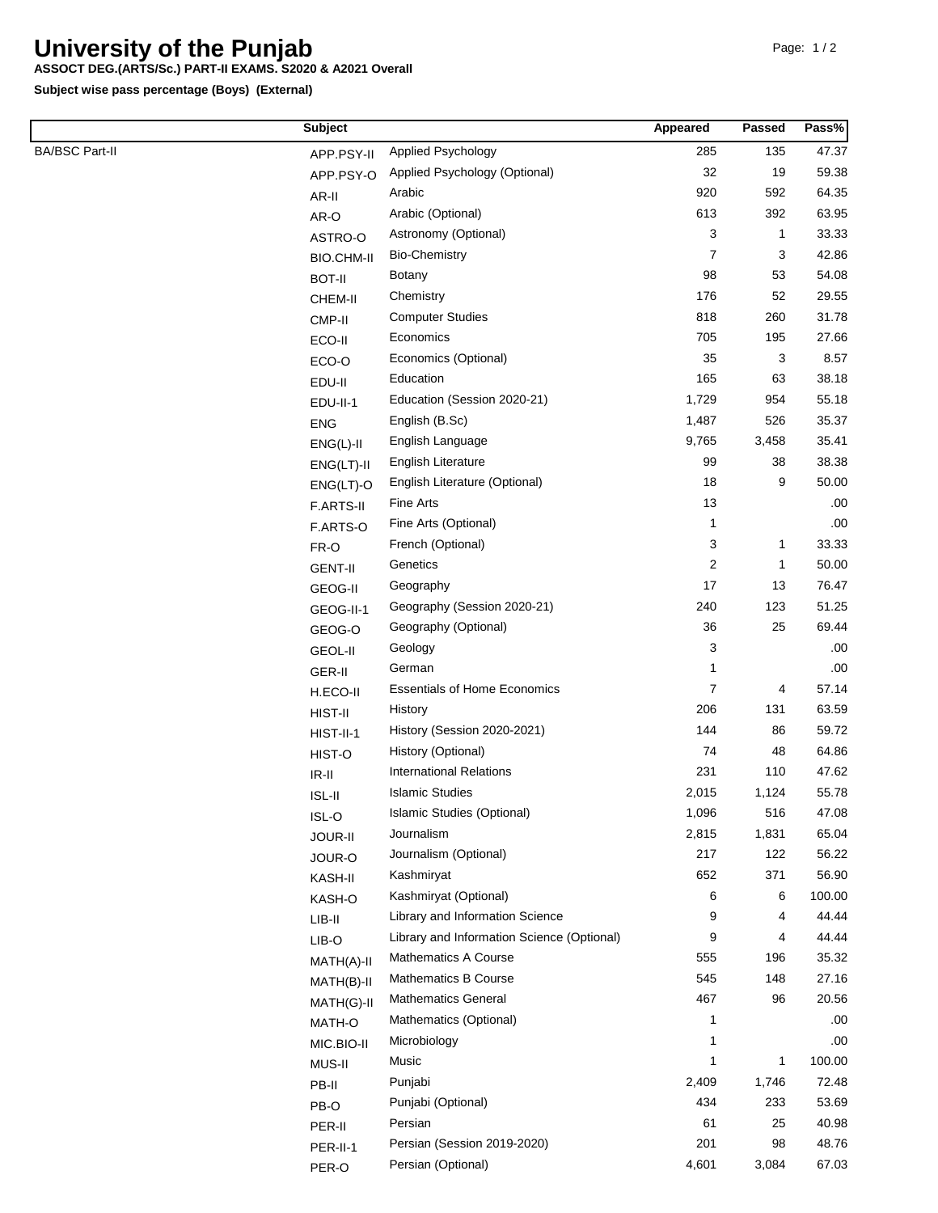# University of the Punjab

**ASSOCT DEG.(ARTS/Sc.) PART-II EXAMS. S2020 & A2021 Overall**

**Subject wise pass percentage (Boys) (External)**

| | Subject | | Appeared | Passed | Pass% |
|---|---|---|---|---|---|
| BA/BSC Part-II | APP.PSY-II | Applied Psychology | 285 | 135 | 47.37 |
| | APP.PSY-O | Applied Psychology (Optional) | 32 | 19 | 59.38 |
| | AR-II | Arabic | 920 | 592 | 64.35 |
| | AR-O | Arabic (Optional) | 613 | 392 | 63.95 |
| | ASTRO-O | Astronomy (Optional) | 3 | 1 | 33.33 |
| | BIO.CHM-II | Bio-Chemistry | 7 | 3 | 42.86 |
| | BOT-II | Botany | 98 | 53 | 54.08 |
| | CHEM-II | Chemistry | 176 | 52 | 29.55 |
| | CMP-II | Computer Studies | 818 | 260 | 31.78 |
| | ECO-II | Economics | 705 | 195 | 27.66 |
| | ECO-O | Economics (Optional) | 35 | 3 | 8.57 |
| | EDU-II | Education | 165 | 63 | 38.18 |
| | EDU-II-1 | Education (Session 2020-21) | 1,729 | 954 | 55.18 |
| | ENG | English (B.Sc) | 1,487 | 526 | 35.37 |
| | ENG(L)-II | English Language | 9,765 | 3,458 | 35.41 |
| | ENG(LT)-II | English Literature | 99 | 38 | 38.38 |
| | ENG(LT)-O | English Literature (Optional) | 18 | 9 | 50.00 |
| | F.ARTS-II | Fine Arts | 13 | | .00 |
| | F.ARTS-O | Fine Arts (Optional) | 1 | | .00 |
| | FR-O | French (Optional) | 3 | 1 | 33.33 |
| | GENT-II | Genetics | 2 | 1 | 50.00 |
| | GEOG-II | Geography | 17 | 13 | 76.47 |
| | GEOG-II-1 | Geography (Session 2020-21) | 240 | 123 | 51.25 |
| | GEOG-O | Geography (Optional) | 36 | 25 | 69.44 |
| | GEOL-II | Geology | 3 | | .00 |
| | GER-II | German | 1 | | .00 |
| | H.ECO-II | Essentials of Home Economics | 7 | 4 | 57.14 |
| | HIST-II | History | 206 | 131 | 63.59 |
| | HIST-II-1 | History (Session 2020-2021) | 144 | 86 | 59.72 |
| | HIST-O | History (Optional) | 74 | 48 | 64.86 |
| | IR-II | International Relations | 231 | 110 | 47.62 |
| | ISL-II | Islamic Studies | 2,015 | 1,124 | 55.78 |
| | ISL-O | Islamic Studies (Optional) | 1,096 | 516 | 47.08 |
| | JOUR-II | Journalism | 2,815 | 1,831 | 65.04 |
| | JOUR-O | Journalism (Optional) | 217 | 122 | 56.22 |
| | KASH-II | Kashmiryat | 652 | 371 | 56.90 |
| | KASH-O | Kashmiryat (Optional) | 6 | 6 | 100.00 |
| | LIB-II | Library and Information Science | 9 | 4 | 44.44 |
| | LIB-O | Library and Information Science (Optional) | 9 | 4 | 44.44 |
| | MATH(A)-II | Mathematics A Course | 555 | 196 | 35.32 |
| | MATH(B)-II | Mathematics B Course | 545 | 148 | 27.16 |
| | MATH(G)-II | Mathematics General | 467 | 96 | 20.56 |
| | MATH-O | Mathematics (Optional) | 1 | | .00 |
| | MIC.BIO-II | Microbiology | 1 | | .00 |
| | MUS-II | Music | 1 | 1 | 100.00 |
| | PB-II | Punjabi | 2,409 | 1,746 | 72.48 |
| | PB-O | Punjabi (Optional) | 434 | 233 | 53.69 |
| | PER-II | Persian | 61 | 25 | 40.98 |
| | PER-II-1 | Persian (Session 2019-2020) | 201 | 98 | 48.76 |
| | PER-O | Persian (Optional) | 4,601 | 3,084 | 67.03 |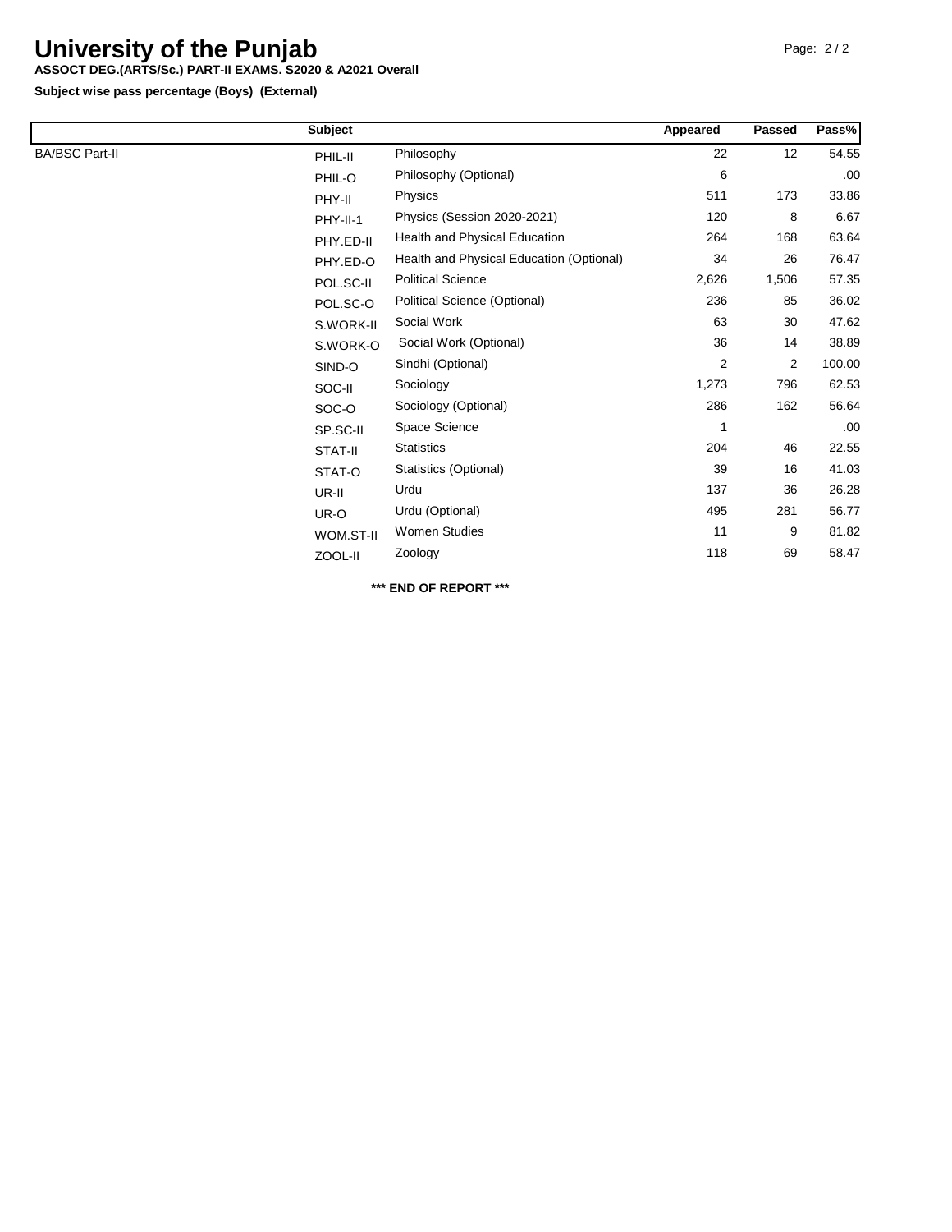# University of the Punjab

**ASSOCT DEG.(ARTS/Sc.) PART-II EXAMS. S2020 & A2021 Overall**

**Subject wise pass percentage (Boys) (External)**

| | Subject | | Appeared | Passed | Pass% |
|---|---|---|---|---|---|
| BA/BSC Part-II | PHIL-II | Philosophy | 22 | 12 | 54.55 |
| | PHIL-O | Philosophy (Optional) | 6 | | .00 |
| | PHY-II | Physics | 511 | 173 | 33.86 |
| | PHY-II-1 | Physics (Session 2020-2021) | 120 | 8 | 6.67 |
| | PHY.ED-II | Health and Physical Education | 264 | 168 | 63.64 |
| | PHY.ED-O | Health and Physical Education (Optional) | 34 | 26 | 76.47 |
| | POL.SC-II | Political Science | 2,626 | 1,506 | 57.35 |
| | POL.SC-O | Political Science (Optional) | 236 | 85 | 36.02 |
| | S.WORK-II | Social Work | 63 | 30 | 47.62 |
| | S.WORK-O | Social Work (Optional) | 36 | 14 | 38.89 |
| | SIND-O | Sindhi (Optional) | 2 | 2 | 100.00 |
| | SOC-II | Sociology | 1,273 | 796 | 62.53 |
| | SOC-O | Sociology (Optional) | 286 | 162 | 56.64 |
| | SP.SC-II | Space Science | 1 | | .00 |
| | STAT-II | Statistics | 204 | 46 | 22.55 |
| | STAT-O | Statistics (Optional) | 39 | 16 | 41.03 |
| | UR-II | Urdu | 137 | 36 | 26.28 |
| | UR-O | Urdu (Optional) | 495 | 281 | 56.77 |
| | WOM.ST-II | Women Studies | 11 | 9 | 81.82 |
| | ZOOL-II | Zoology | 118 | 69 | 58.47 |

**\*\*\* END OF REPORT \*\*\***